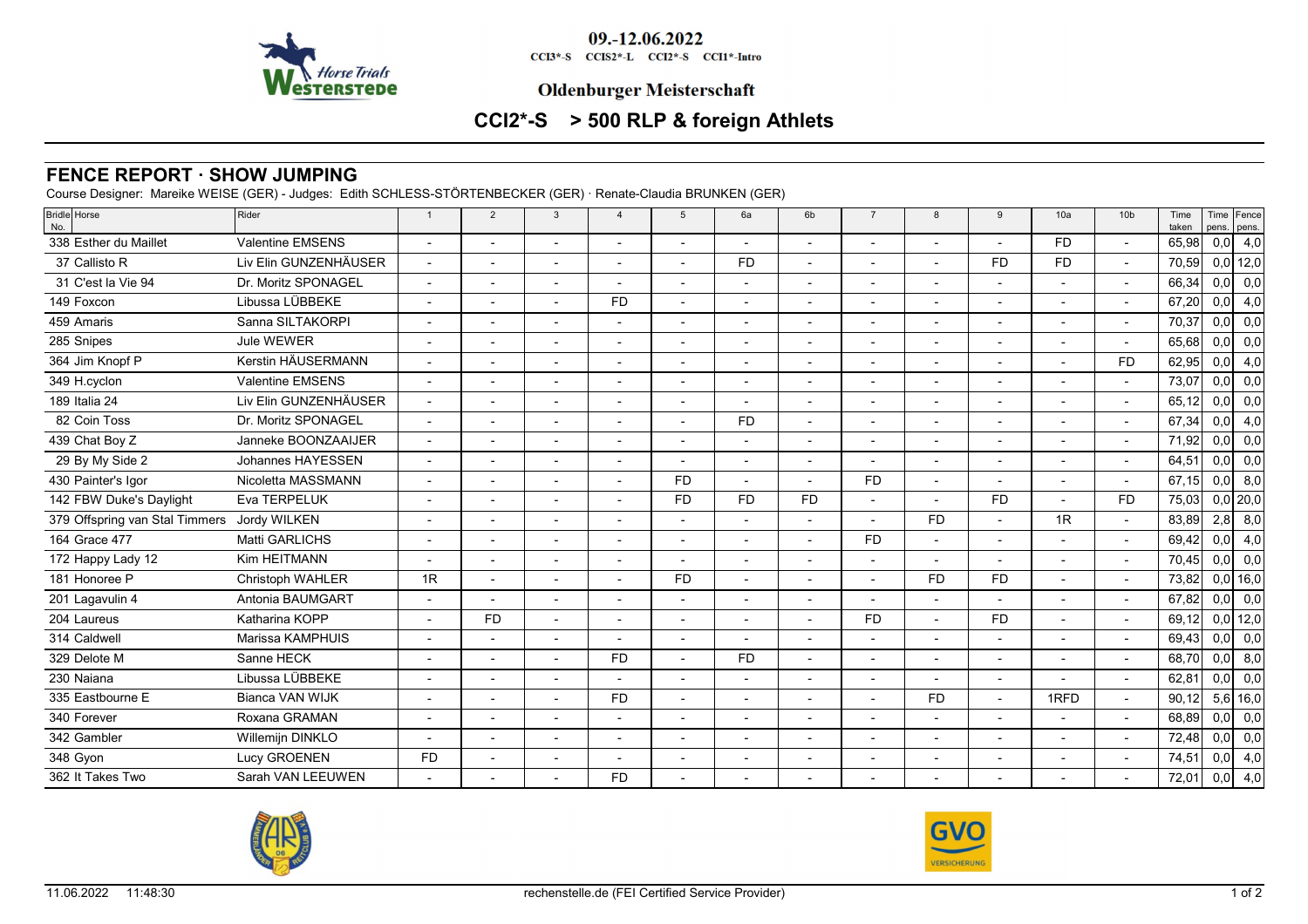09.-12.06.2022

CCI3*-S CCIS2*-L CCI2*-S CCI1*-Intro

**Oldenburger Meisterschaft**

# CCI2*-S > 500 RLP & foreign Athlets

## FENCE REPORT · SHOW JUMPING

Course Designer: Mareike WEISE (GER) - Judges: Edith SCHLESS-STÖRTENBECKER (GER) · Renate-Claudia BRUNKEN (GER)

| Bridle No. | Horse | Rider | 1 | 2 | 3 | 4 | 5 | 6a | 6b | 7 | 8 | 9 | 10a | 10b | Time taken | Time pens. | Fence pens. |
|---|---|---|---|---|---|---|---|---|---|---|---|---|---|---|---|---|---|
| 338 | Esther du Maillet | Valentine EMSENS | - | - | - | - | - | - | - | - | - | - | FD | - | 65,98 | 0,0 | 4,0 |
| 37 | Callisto R | Liv Elin GUNZENHÄUSER | - | - | - | - | - | FD | - | - | - | FD | FD | - | 70,59 | 0,0 | 12,0 |
| 31 | C'est la Vie 94 | Dr. Moritz SPONAGEL | - | - | - | - | - | - | - | - | - | - | - | - | 66,34 | 0,0 | 0,0 |
| 149 | Foxcon | Libussa LÜBBEKE | - | - | - | FD | - | - | - | - | - | - | - | - | 67,20 | 0,0 | 4,0 |
| 459 | Amaris | Sanna SILTAKORPI | - | - | - | - | - | - | - | - | - | - | - | - | 70,37 | 0,0 | 0,0 |
| 285 | Snipes | Jule WEWER | - | - | - | - | - | - | - | - | - | - | - | - | 65,68 | 0,0 | 0,0 |
| 364 | Jim Knopf P | Kerstin HÄUSERMANN | - | - | - | - | - | - | - | - | - | - | - | FD | 62,95 | 0,0 | 4,0 |
| 349 | H.cyclon | Valentine EMSENS | - | - | - | - | - | - | - | - | - | - | - | - | 73,07 | 0,0 | 0,0 |
| 189 | Italia 24 | Liv Elin GUNZENHÄUSER | - | - | - | - | - | - | - | - | - | - | - | - | 65,12 | 0,0 | 0,0 |
| 82 | Coin Toss | Dr. Moritz SPONAGEL | - | - | - | - | - | FD | - | - | - | - | - | - | 67,34 | 0,0 | 4,0 |
| 439 | Chat Boy Z | Janneke BOONZAAIJER | - | - | - | - | - | - | - | - | - | - | - | - | 71,92 | 0,0 | 0,0 |
| 29 | By My Side 2 | Johannes HAYESSEN | - | - | - | - | - | - | - | - | - | - | - | - | 64,51 | 0,0 | 0,0 |
| 430 | Painter's Igor | Nicoletta MASSMANN | - | - | - | - | FD | - | - | FD | - | - | - | - | 67,15 | 0,0 | 8,0 |
| 142 | FBW Duke's Daylight | Eva TERPELUK | - | - | - | - | FD | FD | FD | - | - | FD | - | FD | 75,03 | 0,0 | 20,0 |
| 379 | Offspring van Stal Timmers | Jordy WILKEN | - | - | - | - | - | - | - | - | FD | - | 1R | - | 83,89 | 2,8 | 8,0 |
| 164 | Grace 477 | Matti GARLICHS | - | - | - | - | - | - | - | FD | - | - | - | - | 69,42 | 0,0 | 4,0 |
| 172 | Happy Lady 12 | Kim HEITMANN | - | - | - | - | - | - | - | - | - | - | - | - | 70,45 | 0,0 | 0,0 |
| 181 | Honoree P | Christoph WAHLER | 1R | - | - | - | FD | - | - | - | FD | FD | - | - | 73,82 | 0,0 | 16,0 |
| 201 | Lagavulin 4 | Antonia BAUMGART | - | - | - | - | - | - | - | - | - | - | - | - | 67,82 | 0,0 | 0,0 |
| 204 | Laureus | Katharina KOPP | - | FD | - | - | - | - | - | FD | - | FD | - | - | 69,12 | 0,0 | 12,0 |
| 314 | Caldwell | Marissa KAMPHUIS | - | - | - | - | - | - | - | - | - | - | - | - | 69,43 | 0,0 | 0,0 |
| 329 | Delote M | Sanne HECK | - | - | - | FD | - | FD | - | - | - | - | - | - | 68,70 | 0,0 | 8,0 |
| 230 | Naiana | Libussa LÜBBEKE | - | - | - | - | - | - | - | - | - | - | - | - | 62,81 | 0,0 | 0,0 |
| 335 | Eastbourne E | Bianca VAN WIJK | - | - | - | FD | - | - | - | - | FD | - | 1RFD | - | 90,12 | 5,6 | 16,0 |
| 340 | Forever | Roxana GRAMAN | - | - | - | - | - | - | - | - | - | - | - | - | 68,89 | 0,0 | 0,0 |
| 342 | Gambler | Willemijn DINKLO | - | - | - | - | - | - | - | - | - | - | - | - | 72,48 | 0,0 | 0,0 |
| 348 | Gyon | Lucy GROENEN | FD | - | - | - | - | - | - | - | - | - | - | - | 74,51 | 0,0 | 4,0 |
| 362 | It Takes Two | Sarah VAN LEEUWEN | - | - | - | FD | - | - | - | - | - | - | - | - | 72,01 | 0,0 | 4,0 |

11.06.2022 11:48:30 rechenstelle.de (FEI Certified Service Provider)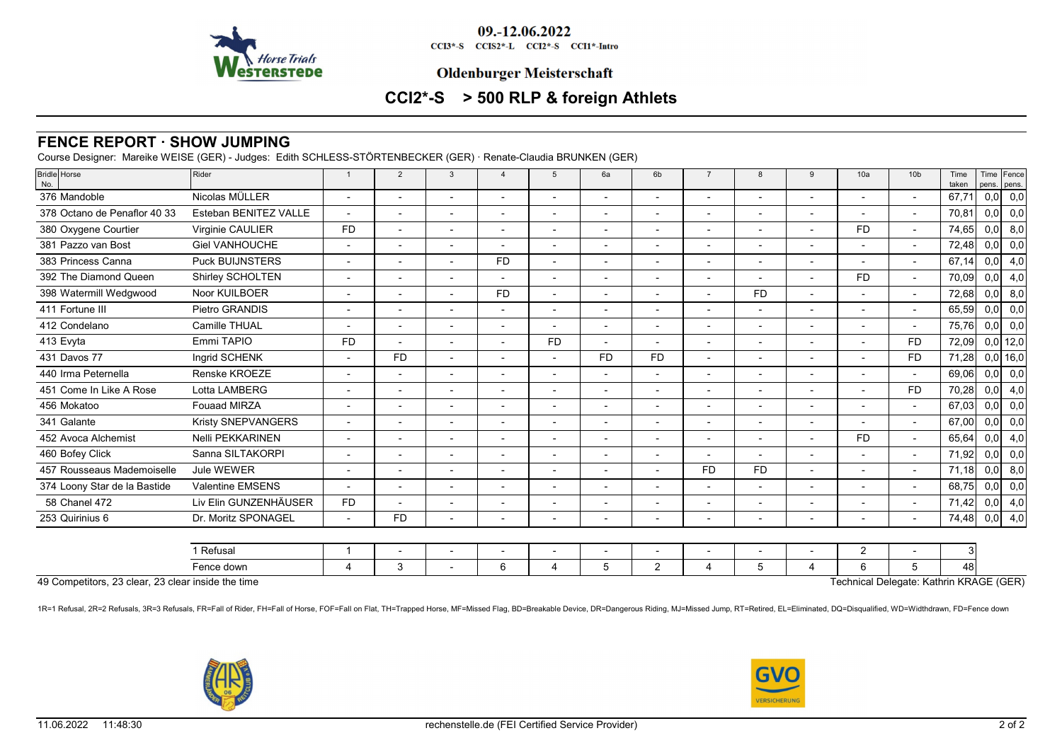09.-12.06.2022

CCI3*-S CCIS2*-L CCI2*-S CCI1*-Intro

**Oldenburger Meisterschaft**

# CCI2*-S > 500 RLP & foreign Athlets

## FENCE REPORT · SHOW JUMPING

Course Designer: Mareike WEISE (GER) - Judges: Edith SCHLESS-STÖRTENBECKER (GER) · Renate-Claudia BRUNKEN (GER)

| Bridle No. | Horse | Rider | 1 | 2 | 3 | 4 | 5 | 6a | 6b | 7 | 8 | 9 | 10a | 10b | Time taken | Time pens. | Fence pens. |
|---|---|---|---|---|---|---|---|---|---|---|---|---|---|---|---|---|---|
| 376 | Mandoble | Nicolas MÜLLER | - | - | - | - | - | - | - | - | - | - | - | - | 67,71 | 0,0 | 0,0 |
| 378 | Octano de Penaflor 40 33 | Esteban BENITEZ VALLE | - | - | - | - | - | - | - | - | - | - | - | - | 70,81 | 0,0 | 0,0 |
| 380 | Oxygene Courtier | Virginie CAULIER | FD | - | - | - | - | - | - | - | - | - | FD | - | 74,65 | 0,0 | 8,0 |
| 381 | Pazzo van Bost | Giel VANHOUCHE | - | - | - | - | - | - | - | - | - | - | - | - | 72,48 | 0,0 | 0,0 |
| 383 | Princess Canna | Puck BUIJNSTERS | - | - | - | FD | - | - | - | - | - | - | - | - | 67,14 | 0,0 | 4,0 |
| 392 | The Diamond Queen | Shirley SCHOLTEN | - | - | - | - | - | - | - | - | - | - | FD | - | 70,09 | 0,0 | 4,0 |
| 398 | Watermill Wedgwood | Noor KUILBOER | - | - | - | FD | - | - | - | - | FD | - | - | - | 72,68 | 0,0 | 8,0 |
| 411 | Fortune III | Pietro GRANDIS | - | - | - | - | - | - | - | - | - | - | - | - | 65,59 | 0,0 | 0,0 |
| 412 | Condelano | Camille THUAL | - | - | - | - | - | - | - | - | - | - | - | - | 75,76 | 0,0 | 0,0 |
| 413 | Evyta | Emmi TAPIO | FD | - | - | - | FD | - | - | - | - | - | - | FD | 72,09 | 0,0 | 12,0 |
| 431 | Davos 77 | Ingrid SCHENK | - | FD | - | - | - | FD | FD | - | - | - | - | FD | 71,28 | 0,0 | 16,0 |
| 440 | Irma Peternella | Renske KROEZE | - | - | - | - | - | - | - | - | - | - | - | - | 69,06 | 0,0 | 0,0 |
| 451 | Come In Like A Rose | Lotta LAMBERG | - | - | - | - | - | - | - | - | - | - | - | FD | 70,28 | 0,0 | 4,0 |
| 456 | Mokatoo | Fouaad MIRZA | - | - | - | - | - | - | - | - | - | - | - | - | 67,03 | 0,0 | 0,0 |
| 341 | Galante | Kristy SNEPVANGERS | - | - | - | - | - | - | - | - | - | - | - | - | 67,00 | 0,0 | 0,0 |
| 452 | Avoca Alchemist | Nelli PEKKARINEN | - | - | - | - | - | - | - | - | - | - | FD | - | 65,64 | 0,0 | 4,0 |
| 460 | Bofey Click | Sanna SILTAKORPI | - | - | - | - | - | - | - | - | - | - | - | - | 71,92 | 0,0 | 0,0 |
| 457 | Rousseaus Mademoiselle | Jule WEWER | - | - | - | - | - | - | - | FD | FD | - | - | - | 71,18 | 0,0 | 8,0 |
| 374 | Loony Star de la Bastide | Valentine EMSENS | - | - | - | - | - | - | - | - | - | - | - | - | 68,75 | 0,0 | 0,0 |
| 58 | Chanel 472 | Liv Elin GUNZENHÄUSER | FD | - | - | - | - | - | - | - | - | - | - | - | 71,42 | 0,0 | 4,0 |
| 253 | Quirinius 6 | Dr. Moritz SPONAGEL | - | FD | - | - | - | - | - | - | - | - | - | - | 74,48 | 0,0 | 4,0 |
| | | 1 Refusal | 1 | - | - | - | - | - | - | - | - | - | 2 | - | 3 | | |
| | | Fence down | 4 | 3 | - | 6 | 4 | 5 | 2 | 4 | 5 | 4 | 6 | 5 | 48 | | |

49 Competitors, 23 clear, 23 clear inside the time

Technical Delegate: Kathrin KRAGE (GER)

1R=1 Refusal, 2R=2 Refusals, 3R=3 Refusals, FR=Fall of Rider, FH=Fall of Horse, FOF=Fall on Flat, TH=Trapped Horse, MF=Missed Flag, BD=Breakable Device, DR=Dangerous Riding, MJ=Missed Jump, RT=Retired, EL=Eliminated, DQ=Disqualified, WD=Widthdrawn, FD=Fence down

11.06.2022 11:48:30

rechenstelle.de (FEI Certified Service Provider)